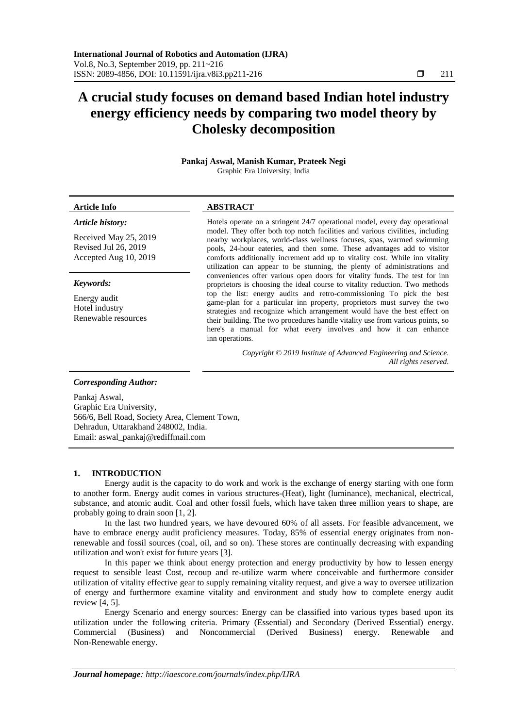# A crucial study focuses on demand based Indian hotel industry energy efficiency needs by comparing two model theory by Cholesky decomposition

**Pankaj Aswal, Manish Kumar, Prateek Negi**

Graphic Era University, India

**Article Info**

***Article history:***

Received May 25, 2019
Revised Jul 26, 2019
Accepted Aug 10, 2019

***Keywords:***

Energy audit
Hotel industry
Renewable resources

**ABSTRACT**

Hotels operate on a stringent 24/7 operational model, every day operational model. They offer both top notch facilities and various civilities, including nearby workplaces, world-class wellness focuses, spas, warmed swimming pools, 24-hour eateries, and then some. These advantages add to visitor comforts additionally increment add up to vitality cost. While inn vitality utilization can appear to be stunning, the plenty of administrations and conveniences offer various open doors for vitality funds. The test for inn proprietors is choosing the ideal course to vitality reduction. Two methods top the list: energy audits and retro-commissioning To pick the best game-plan for a particular inn property, proprietors must survey the two strategies and recognize which arrangement would have the best effect on their building. The two procedures handle vitality use from various points, so here's a manual for what every involves and how it can enhance inn operations.

*Copyright © 2019 Institute of Advanced Engineering and Science. All rights reserved.*

***Corresponding Author:***

Pankaj Aswal,
Graphic Era University,
566/6, Bell Road, Society Area, Clement Town,
Dehradun, Uttarakhand 248002, India.
Email: aswal_pankaj@rediffmail.com

## 1. INTRODUCTION

Energy audit is the capacity to do work and work is the exchange of energy starting with one form to another form. Energy audit comes in various structures-(Heat), light (luminance), mechanical, electrical, substance, and atomic audit. Coal and other fossil fuels, which have taken three million years to shape, are probably going to drain soon [1, 2].

In the last two hundred years, we have devoured 60% of all assets. For feasible advancement, we have to embrace energy audit proficiency measures. Today, 85% of essential energy originates from non-renewable and fossil sources (coal, oil, and so on). These stores are continually decreasing with expanding utilization and won't exist for future years [3].

In this paper we think about energy protection and energy productivity by how to lessen energy request to sensible least Cost, recoup and re-utilize warm where conceivable and furthermore consider utilization of vitality effective gear to supply remaining vitality request, and give a way to oversee utilization of energy and furthermore examine vitality and environment and study how to complete energy audit review [4, 5].

Energy Scenario and energy sources: Energy can be classified into various types based upon its utilization under the following criteria. Primary (Essential) and Secondary (Derived Essential) energy. Commercial (Business) and Noncommercial (Derived Business) energy. Renewable and Non-Renewable energy.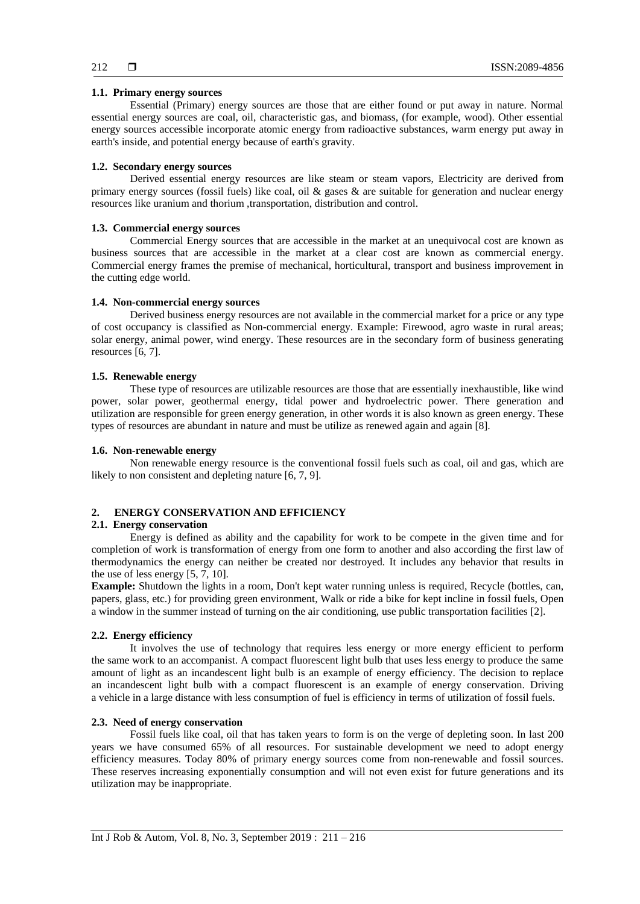### 1.1. Primary energy sources

Essential (Primary) energy sources are those that are either found or put away in nature. Normal essential energy sources are coal, oil, characteristic gas, and biomass, (for example, wood). Other essential energy sources accessible incorporate atomic energy from radioactive substances, warm energy put away in earth's inside, and potential energy because of earth's gravity.

### 1.2. Secondary energy sources

Derived essential energy resources are like steam or steam vapors, Electricity are derived from primary energy sources (fossil fuels) like coal, oil & gases & are suitable for generation and nuclear energy resources like uranium and thorium ,transportation, distribution and control.

### 1.3. Commercial energy sources

Commercial Energy sources that are accessible in the market at an unequivocal cost are known as business sources that are accessible in the market at a clear cost are known as commercial energy. Commercial energy frames the premise of mechanical, horticultural, transport and business improvement in the cutting edge world.

### 1.4. Non-commercial energy sources

Derived business energy resources are not available in the commercial market for a price or any type of cost occupancy is classified as Non-commercial energy. Example: Firewood, agro waste in rural areas; solar energy, animal power, wind energy. These resources are in the secondary form of business generating resources [6, 7].

### 1.5. Renewable energy

These type of resources are utilizable resources are those that are essentially inexhaustible, like wind power, solar power, geothermal energy, tidal power and hydroelectric power. There generation and utilization are responsible for green energy generation, in other words it is also known as green energy. These types of resources are abundant in nature and must be utilize as renewed again and again [8].

### 1.6. Non-renewable energy

Non renewable energy resource is the conventional fossil fuels such as coal, oil and gas, which are likely to non consistent and depleting nature [6, 7, 9].

## 2. ENERGY CONSERVATION AND EFFICIENCY

### 2.1. Energy conservation

Energy is defined as ability and the capability for work to be compete in the given time and for completion of work is transformation of energy from one form to another and also according the first law of thermodynamics the energy can neither be created nor destroyed. It includes any behavior that results in the use of less energy [5, 7, 10].

**Example:** Shutdown the lights in a room, Don't kept water running unless is required, Recycle (bottles, can, papers, glass, etc.) for providing green environment, Walk or ride a bike for kept incline in fossil fuels, Open a window in the summer instead of turning on the air conditioning, use public transportation facilities [2].

### 2.2. Energy efficiency

It involves the use of technology that requires less energy or more energy efficient to perform the same work to an accompanist. A compact fluorescent light bulb that uses less energy to produce the same amount of light as an incandescent light bulb is an example of energy efficiency. The decision to replace an incandescent light bulb with a compact fluorescent is an example of energy conservation. Driving a vehicle in a large distance with less consumption of fuel is efficiency in terms of utilization of fossil fuels.

### 2.3. Need of energy conservation

Fossil fuels like coal, oil that has taken years to form is on the verge of depleting soon. In last 200 years we have consumed 65% of all resources. For sustainable development we need to adopt energy efficiency measures. Today 80% of primary energy sources come from non-renewable and fossil sources. These reserves increasing exponentially consumption and will not even exist for future generations and its utilization may be inappropriate.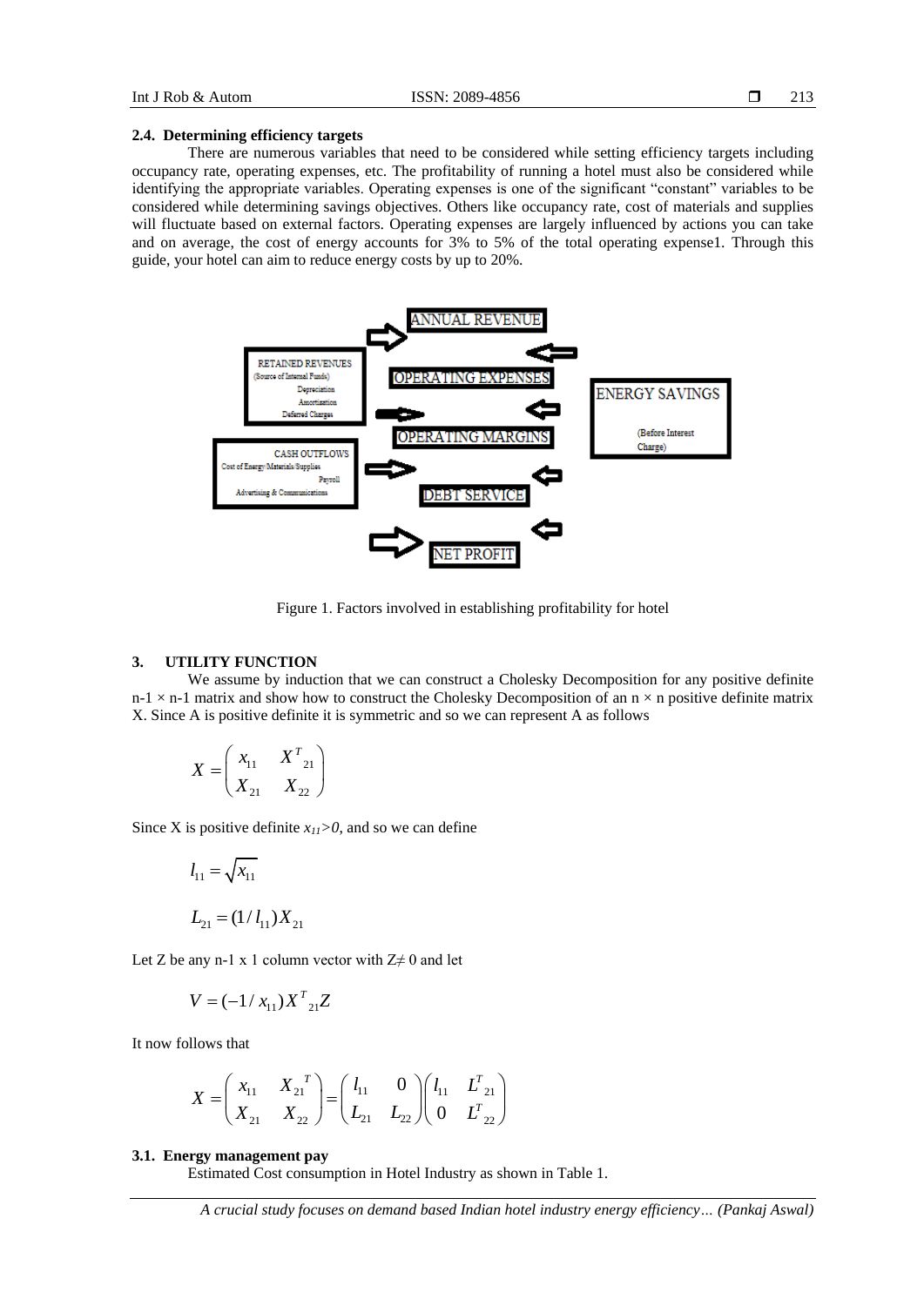### 2.4. Determining efficiency targets

There are numerous variables that need to be considered while setting efficiency targets including occupancy rate, operating expenses, etc. The profitability of running a hotel must also be considered while identifying the appropriate variables. Operating expenses is one of the significant "constant" variables to be considered while determining savings objectives. Others like occupancy rate, cost of materials and supplies will fluctuate based on external factors. Operating expenses are largely influenced by actions you can take and on average, the cost of energy accounts for 3% to 5% of the total operating expense1. Through this guide, your hotel can aim to reduce energy costs by up to 20%.

Figure 1. Factors involved in establishing profitability for hotel

## 3. UTILITY FUNCTION

We assume by induction that we can construct a Cholesky Decomposition for any positive definite n-1 × n-1 matrix and show how to construct the Cholesky Decomposition of an n × n positive definite matrix X. Since A is positive definite it is symmetric and so we can represent A as follows

$$X = \begin{pmatrix} x_{11} & X^{T}{}_{21} \\ X_{21} & X_{22} \end{pmatrix}$$

Since X is positive definite $x_{11}>0$, and so we can define

$$l_{11} = \sqrt{x_{11}}$$

$$L_{21} = (1/l_{11})X_{21}$$

Let Z be any n-1 x 1 column vector with $Z \neq 0$ and let

$$V = (-1/x_{11})X^{T}{}_{21}Z$$

It now follows that

$$X = \begin{pmatrix} x_{11} & X_{21}{}^{T} \\ X_{21} & X_{22} \end{pmatrix} = \begin{pmatrix} l_{11} & 0 \\ L_{21} & L_{22} \end{pmatrix} \begin{pmatrix} l_{11} & L^{T}{}_{21} \\ 0 & L^{T}{}_{22} \end{pmatrix}$$

### 3.1. Energy management pay

Estimated Cost consumption in Hotel Industry as shown in Table 1.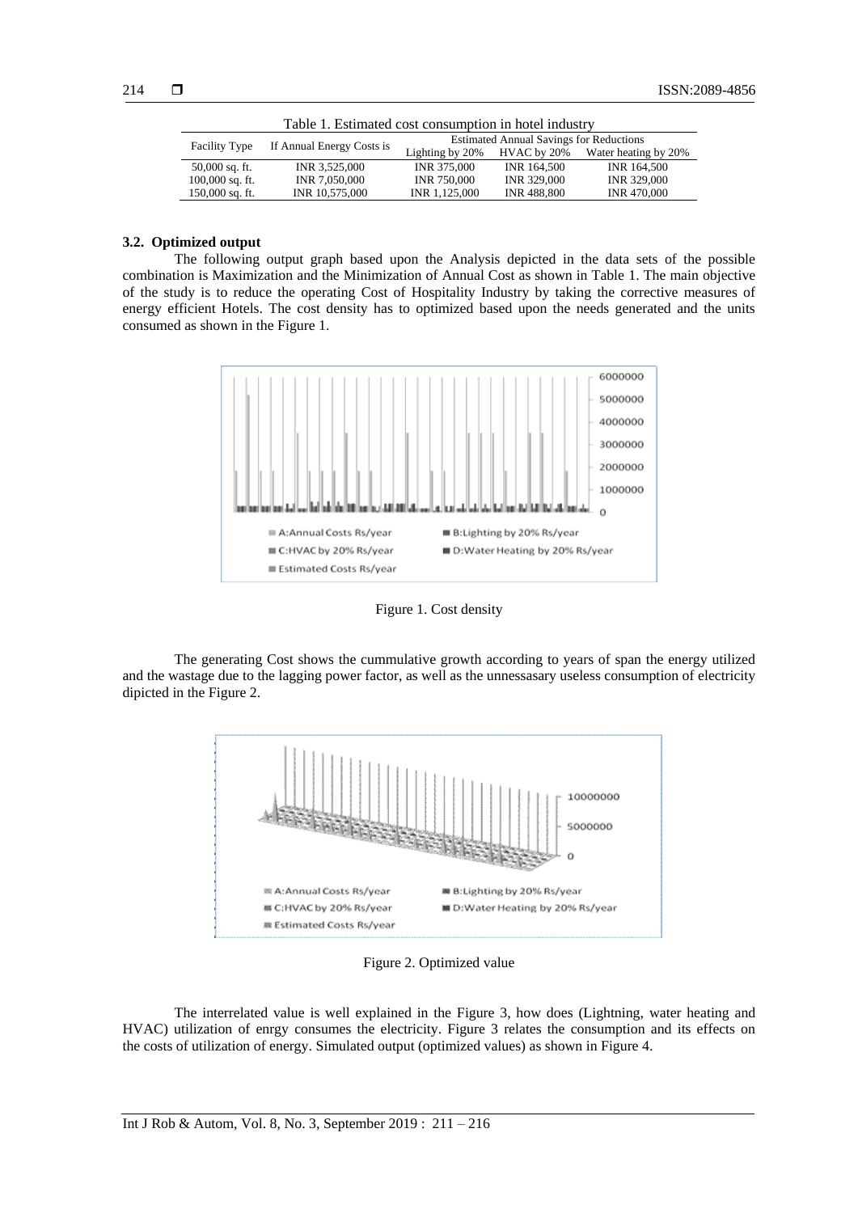Table 1. Estimated cost consumption in hotel industry

| Facility Type | If Annual Energy Costs is | Estimated Annual Savings for Reductions | | |
|---|---|---|---|---|
| | | Lighting by 20% | HVAC by 20% | Water heating by 20% |
| 50,000 sq. ft. | INR 3,525,000 | INR 375,000 | INR 164,500 | INR 164,500 |
| 100,000 sq. ft. | INR 7,050,000 | INR 750,000 | INR 329,000 | INR 329,000 |
| 150,000 sq. ft. | INR 10,575,000 | INR 1,125,000 | INR 488,800 | INR 470,000 |

### 3.2. Optimized output

The following output graph based upon the Analysis depicted in the data sets of the possible combination is Maximization and the Minimization of Annual Cost as shown in Table 1. The main objective of the study is to reduce the operating Cost of Hospitality Industry by taking the corrective measures of energy efficient Hotels. The cost density has to optimized based upon the needs generated and the units consumed as shown in the Figure 1.

6000000
5000000
4000000
3000000
2000000
1000000
0

A:Annual Costs Rs/year
B:Lighting by 20% Rs/year
C:HVAC by 20% Rs/year
D:Water Heating by 20% Rs/year
Estimated Costs Rs/year

Figure 1. Cost density

The generating Cost shows the cummulative growth according to years of span the energy utilized and the wastage due to the lagging power factor, as well as the unnessasary useless consumption of electricity dipicted in the Figure 2.

10000000
5000000
0

A:Annual Costs Rs/year
B:Lighting by 20% Rs/year
C:HVAC by 20% Rs/year
D:Water Heating by 20% Rs/year
Estimated Costs Rs/year

Figure 2. Optimized value

The interrelated value is well explained in the Figure 3, how does (Lightning, water heating and HVAC) utilization of enrgy consumes the electricity. Figure 3 relates the consumption and its effects on the costs of utilization of energy. Simulated output (optimized values) as shown in Figure 4.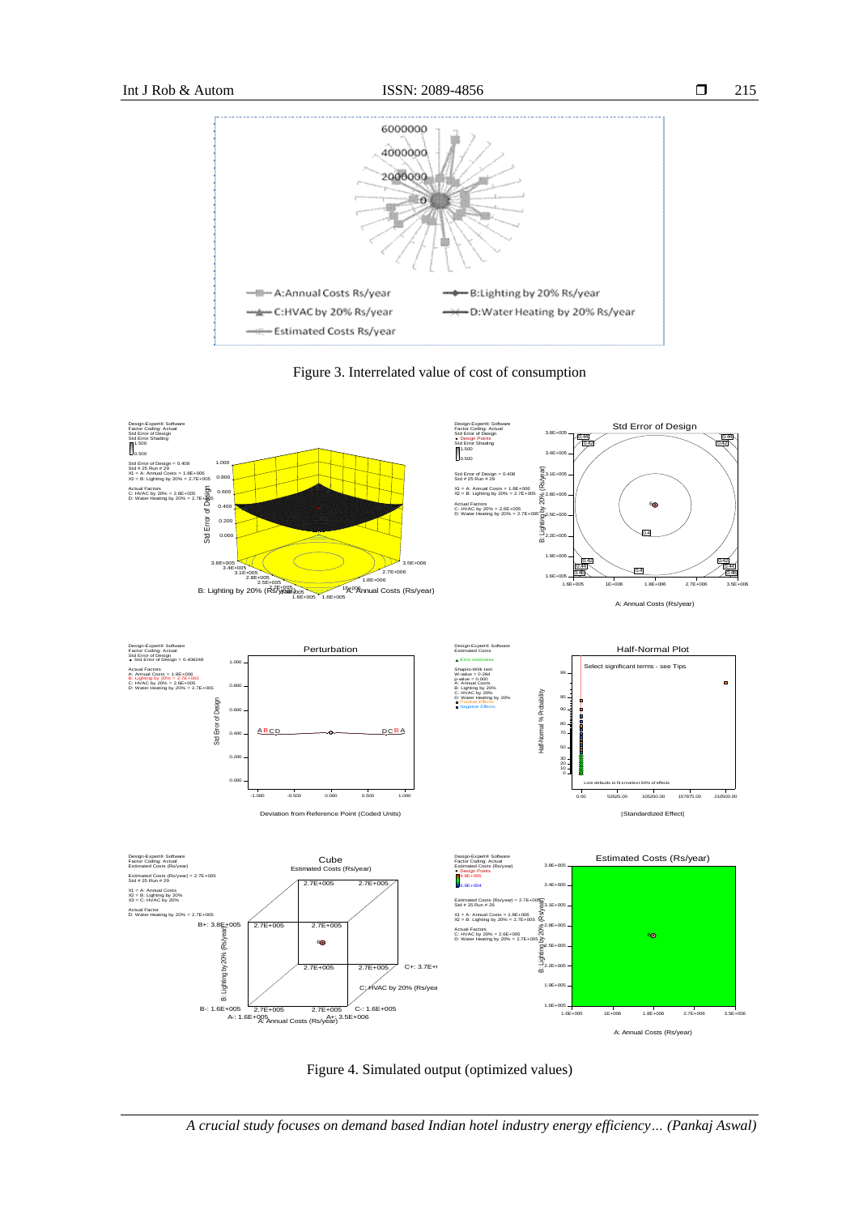6000000

4000000

2000000

0

A:Annual Costs Rs/year

B:Lighting by 20% Rs/year

C:HVAC by 20% Rs/year

D:Water Heating by 20% Rs/year

Estimated Costs Rs/year

Figure 3. Interrelated value of cost of consumption

Design-Expert® Software
Factor Coding: Actual
Std Error of Design
Std Error Shading
1.500
0.500

Std Error of Design = 0.408
Std # 25 Run # 29
X1 = A: Annual Costs = 1.8E+006
X2 = B: Lighting by 20% = 2.7E+005

Actual Factors
C: HVAC by 20% = 2.6E+005
D: Water Heating by 20% = 2.7E+005

Std Error of Design

B: Lighting by 20% (Rs/year)

A: Annual Costs (Rs/year)

Std Error of Design

A: Annual Costs (Rs/year)

B: Lighting by 20% (Rs/year)

Perturbation

Deviation from Reference Point (Coded Units)

Half-Normal Plot

Select significant terms - see Tips

Shapiro-Wilk test
W-value = 0.284
p-value = 0.000

Line defaults to fit smallest 50% of effects

Half-Normal % Probability

|Standardized Effect|

Cube

Estimated Costs (Rs/year)

Estimated Costs (Rs/year) = 2.7E+005
Std # 25 Run # 29

X1 = A: Annual Costs
X2 = B: Lighting by 20%
X3 = C: HVAC by 20%

Actual Factor
D: Water Heating by 20% = 2.7E+005

Estimated Costs (Rs/year)

A: Annual Costs (Rs/year)

Figure 4. Simulated output (optimized values)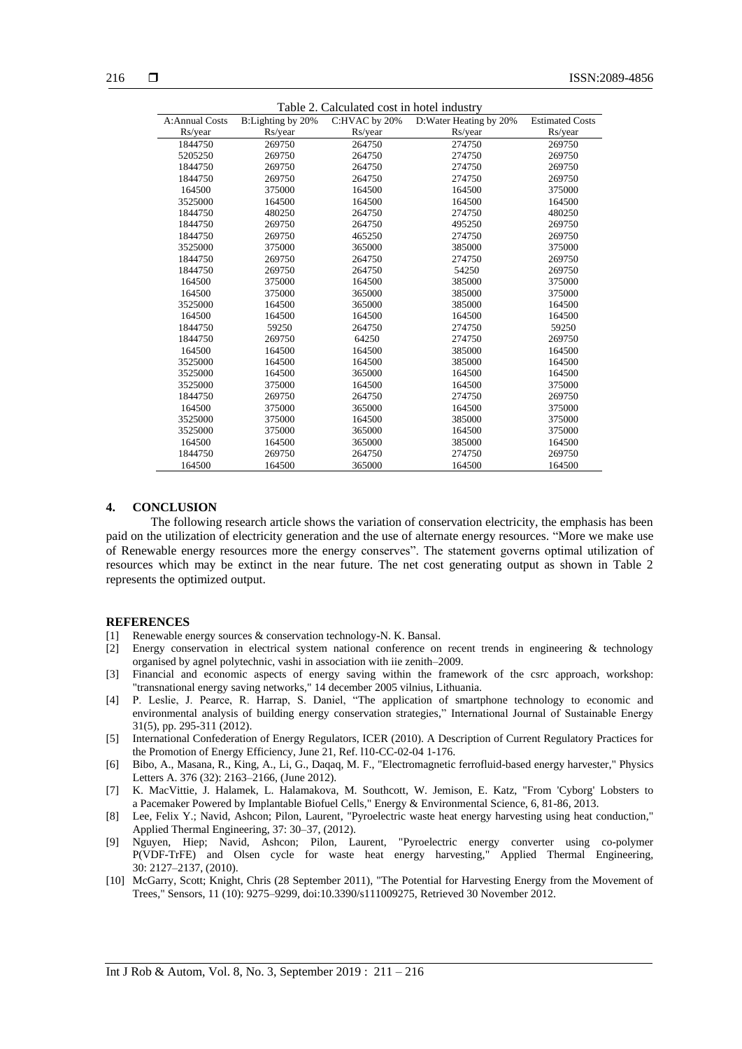Table 2. Calculated cost in hotel industry

| A:Annual Costs Rs/year | B:Lighting by 20% Rs/year | C:HVAC by 20% Rs/year | D:Water Heating by 20% Rs/year | Estimated Costs Rs/year |
|---|---|---|---|---|
| 1844750 | 269750 | 264750 | 274750 | 269750 |
| 5205250 | 269750 | 264750 | 274750 | 269750 |
| 1844750 | 269750 | 264750 | 274750 | 269750 |
| 1844750 | 269750 | 264750 | 274750 | 269750 |
| 164500 | 375000 | 164500 | 164500 | 375000 |
| 3525000 | 164500 | 164500 | 164500 | 164500 |
| 1844750 | 480250 | 264750 | 274750 | 480250 |
| 1844750 | 269750 | 264750 | 495250 | 269750 |
| 1844750 | 269750 | 465250 | 274750 | 269750 |
| 3525000 | 375000 | 365000 | 385000 | 375000 |
| 1844750 | 269750 | 264750 | 274750 | 269750 |
| 1844750 | 269750 | 264750 | 54250 | 269750 |
| 164500 | 375000 | 164500 | 385000 | 375000 |
| 164500 | 375000 | 365000 | 385000 | 375000 |
| 3525000 | 164500 | 365000 | 385000 | 164500 |
| 164500 | 164500 | 164500 | 164500 | 164500 |
| 1844750 | 59250 | 264750 | 274750 | 59250 |
| 1844750 | 269750 | 64250 | 274750 | 269750 |
| 164500 | 164500 | 164500 | 385000 | 164500 |
| 3525000 | 164500 | 164500 | 385000 | 164500 |
| 3525000 | 164500 | 365000 | 164500 | 164500 |
| 3525000 | 375000 | 164500 | 164500 | 375000 |
| 1844750 | 269750 | 264750 | 274750 | 269750 |
| 164500 | 375000 | 365000 | 164500 | 375000 |
| 3525000 | 375000 | 164500 | 385000 | 375000 |
| 3525000 | 375000 | 365000 | 164500 | 375000 |
| 164500 | 164500 | 365000 | 385000 | 164500 |
| 1844750 | 269750 | 264750 | 274750 | 269750 |
| 164500 | 164500 | 365000 | 164500 | 164500 |

## 4. CONCLUSION

The following research article shows the variation of conservation electricity, the emphasis has been paid on the utilization of electricity generation and the use of alternate energy resources. "More we make use of Renewable energy resources more the energy conserves". The statement governs optimal utilization of resources which may be extinct in the near future. The net cost generating output as shown in Table 2 represents the optimized output.

## REFERENCES

[1] Renewable energy sources & conservation technology-N. K. Bansal.

[2] Energy conservation in electrical system national conference on recent trends in engineering & technology organised by agnel polytechnic, vashi in association with iie zenith–2009.

[3] Financial and economic aspects of energy saving within the framework of the csrc approach, workshop: "transnational energy saving networks," 14 december 2005 vilnius, Lithuania.

[4] P. Leslie, J. Pearce, R. Harrap, S. Daniel, "The application of smartphone technology to economic and environmental analysis of building energy conservation strategies," International Journal of Sustainable Energy 31(5), pp. 295-311 (2012).

[5] International Confederation of Energy Regulators, ICER (2010). A Description of Current Regulatory Practices for the Promotion of Energy Efficiency, June 21, Ref. I10-CC-02-04 1-176.

[6] Bibo, A., Masana, R., King, A., Li, G., Daqaq, M. F., "Electromagnetic ferrofluid-based energy harvester," Physics Letters A. 376 (32): 2163–2166, (June 2012).

[7] K. MacVittie, J. Halamek, L. Halamakova, M. Southcott, W. Jemison, E. Katz, "From 'Cyborg' Lobsters to a Pacemaker Powered by Implantable Biofuel Cells," Energy & Environmental Science, 6, 81-86, 2013.

[8] Lee, Felix Y.; Navid, Ashcon; Pilon, Laurent, "Pyroelectric waste heat energy harvesting using heat conduction," Applied Thermal Engineering, 37: 30–37, (2012).

[9] Nguyen, Hiep; Navid, Ashcon; Pilon, Laurent, "Pyroelectric energy converter using co-polymer P(VDF-TrFE) and Olsen cycle for waste heat energy harvesting," Applied Thermal Engineering, 30: 2127–2137, (2010).

[10] McGarry, Scott; Knight, Chris (28 September 2011), "The Potential for Harvesting Energy from the Movement of Trees," Sensors, 11 (10): 9275–9299, doi:10.3390/s111009275, Retrieved 30 November 2012.